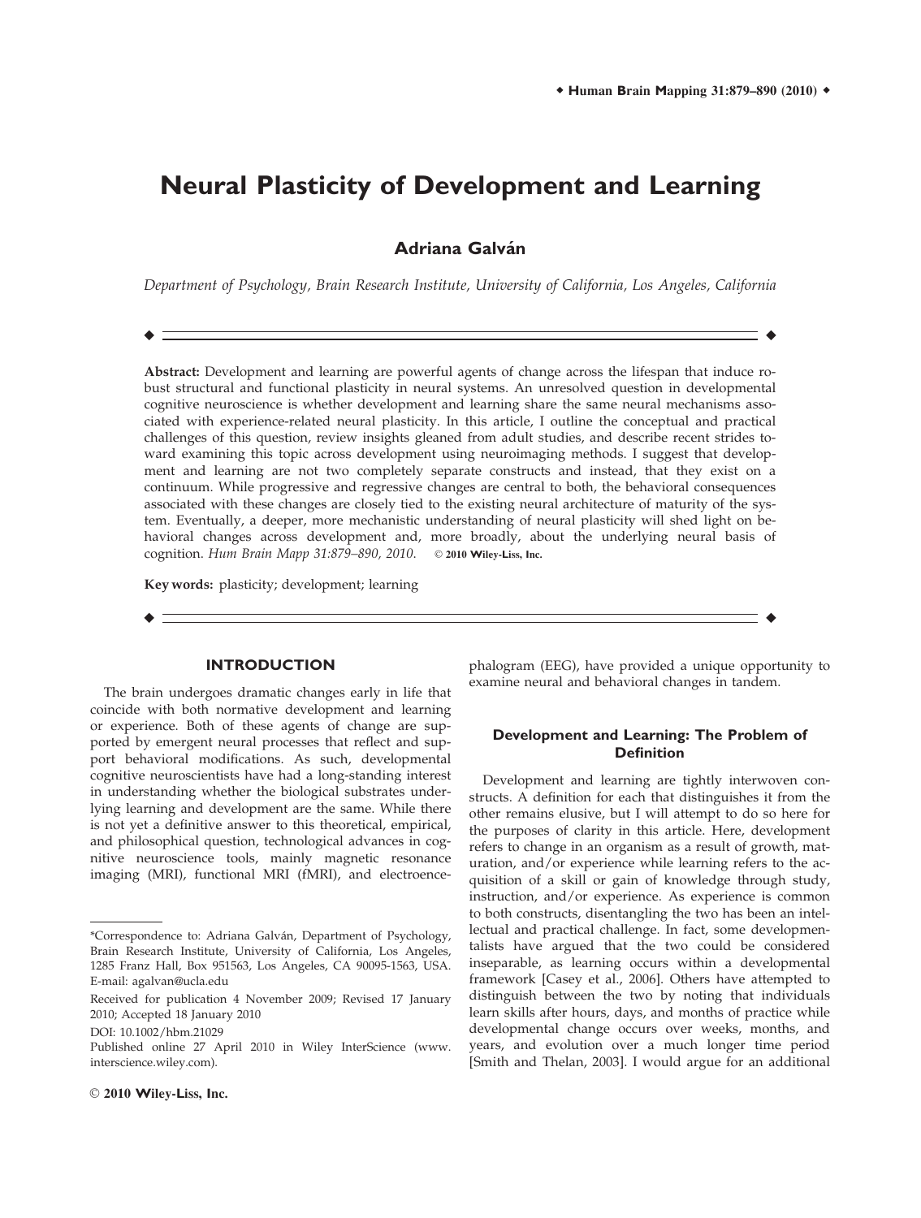# Neural Plasticity of Development and Learning

**Adriana Galván**

*Department of Psychology, Brain Research Institute, University of California, Los Angeles, California*

---

**Abstract:** Development and learning are powerful agents of change across the lifespan that induce robust structural and functional plasticity in neural systems. An unresolved question in developmental cognitive neuroscience is whether development and learning share the same neural mechanisms associated with experience-related neural plasticity. In this article, I outline the conceptual and practical challenges of this question, review insights gleaned from adult studies, and describe recent strides toward examining this topic across development using neuroimaging methods. I suggest that development and learning are not two completely separate constructs and instead, that they exist on a continuum. While progressive and regressive changes are central to both, the behavioral consequences associated with these changes are closely tied to the existing neural architecture of maturity of the system. Eventually, a deeper, more mechanistic understanding of neural plasticity will shed light on behavioral changes across development and, more broadly, about the underlying neural basis of cognition. *Hum Brain Mapp 31:879–890, 2010.* © 2010 Wiley-Liss, Inc.

**Key words:** plasticity; development; learning

---

## INTRODUCTION

The brain undergoes dramatic changes early in life that coincide with both normative development and learning or experience. Both of these agents of change are supported by emergent neural processes that reflect and support behavioral modifications. As such, developmental cognitive neuroscientists have had a long-standing interest in understanding whether the biological substrates underlying learning and development are the same. While there is not yet a definitive answer to this theoretical, empirical, and philosophical question, technological advances in cognitive neuroscience tools, mainly magnetic resonance imaging (MRI), functional MRI (fMRI), and electroencephalogram (EEG), have provided a unique opportunity to examine neural and behavioral changes in tandem.

### Development and Learning: The Problem of Definition

Development and learning are tightly interwoven constructs. A definition for each that distinguishes it from the other remains elusive, but I will attempt to do so here for the purposes of clarity in this article. Here, development refers to change in an organism as a result of growth, maturation, and/or experience while learning refers to the acquisition of a skill or gain of knowledge through study, instruction, and/or experience. As experience is common to both constructs, disentangling the two has been an intellectual and practical challenge. In fact, some developmentalists have argued that the two could be considered inseparable, as learning occurs within a developmental framework [Casey et al., 2006]. Others have attempted to distinguish between the two by noting that individuals learn skills after hours, days, and months of practice while developmental change occurs over weeks, months, and years, and evolution over a much longer time period [Smith and Thelan, 2003]. I would argue for an additional

---

*Correspondence to: Adriana Galván, Department of Psychology, Brain Research Institute, University of California, Los Angeles, 1285 Franz Hall, Box 951563, Los Angeles, CA 90095-1563, USA. E-mail: agalvan@ucla.edu

Received for publication 4 November 2009; Revised 17 January 2010; Accepted 18 January 2010

DOI: 10.1002/hbm.21029

Published online 27 April 2010 in Wiley InterScience (www.interscience.wiley.com).

© 2010 Wiley-Liss, Inc.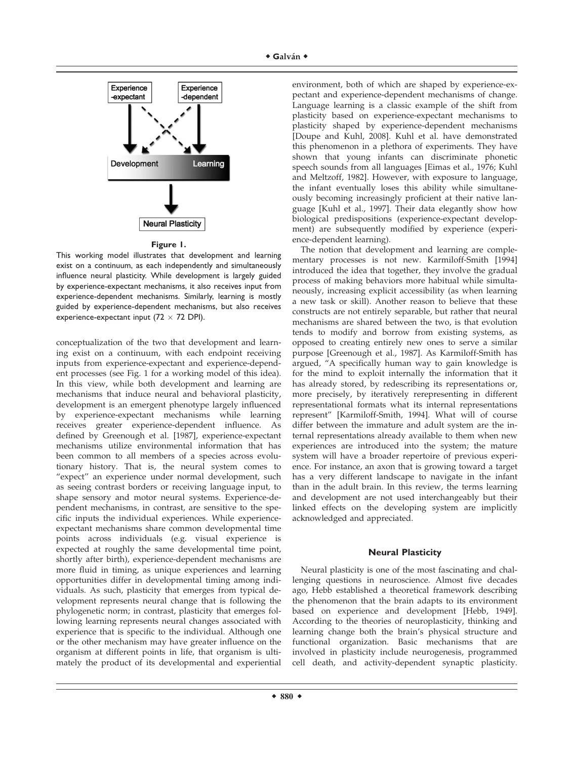**Figure 1.**

This working model illustrates that development and learning exist on a continuum, as each independently and simultaneously influence neural plasticity. While development is largely guided by experience-expectant mechanisms, it also receives input from experience-dependent mechanisms. Similarly, learning is mostly guided by experience-dependent mechanisms, but also receives experience-expectant input (72 × 72 DPI).

conceptualization of the two that development and learning exist on a continuum, with each endpoint receiving inputs from experience-expectant and experience-dependent processes (see Fig. 1 for a working model of this idea). In this view, while both development and learning are mechanisms that induce neural and behavioral plasticity, development is an emergent phenotype largely influenced by experience-expectant mechanisms while learning receives greater experience-dependent influence. As defined by Greenough et al. [1987], experience-expectant mechanisms utilize environmental information that has been common to all members of a species across evolutionary history. That is, the neural system comes to "expect" an experience under normal development, such as seeing contrast borders or receiving language input, to shape sensory and motor neural systems. Experience-dependent mechanisms, in contrast, are sensitive to the specific inputs the individual experiences. While experience-expectant mechanisms share common developmental time points across individuals (e.g. visual experience is expected at roughly the same developmental time point, shortly after birth), experience-dependent mechanisms are more fluid in timing, as unique experiences and learning opportunities differ in developmental timing among individuals. As such, plasticity that emerges from typical development represents neural change that is following the phylogenetic norm; in contrast, plasticity that emerges following learning represents neural changes associated with experience that is specific to the individual. Although one or the other mechanism may have greater influence on the organism at different points in life, that organism is ultimately the product of its developmental and experiential environment, both of which are shaped by experience-expectant and experience-dependent mechanisms of change. Language learning is a classic example of the shift from plasticity based on experience-expectant mechanisms to plasticity shaped by experience-dependent mechanisms [Doupe and Kuhl, 2008]. Kuhl et al. have demonstrated this phenomenon in a plethora of experiments. They have shown that young infants can discriminate phonetic speech sounds from all languages [Eimas et al., 1976; Kuhl and Meltzoff, 1982]. However, with exposure to language, the infant eventually loses this ability while simultaneously becoming increasingly proficient at their native language [Kuhl et al., 1997]. Their data elegantly show how biological predispositions (experience-expectant development) are subsequently modified by experience (experience-dependent learning).

The notion that development and learning are complementary processes is not new. Karmiloff-Smith [1994] introduced the idea that together, they involve the gradual process of making behaviors more habitual while simultaneously, increasing explicit accessibility (as when learning a new task or skill). Another reason to believe that these constructs are not entirely separable, but rather that neural mechanisms are shared between the two, is that evolution tends to modify and borrow from existing systems, as opposed to creating entirely new ones to serve a similar purpose [Greenough et al., 1987]. As Karmiloff-Smith has argued, "A specifically human way to gain knowledge is for the mind to exploit internally the information that it has already stored, by redescribing its representations or, more precisely, by iteratively rerepresenting in different representational formats what its internal representations represent" [Karmiloff-Smith, 1994]. What will of course differ between the immature and adult system are the internal representations already available to them when new experiences are introduced into the system; the mature system will have a broader repertoire of previous experience. For instance, an axon that is growing toward a target has a very different landscape to navigate in the infant than in the adult brain. In this review, the terms learning and development are not used interchangeably but their linked effects on the developing system are implicitly acknowledged and appreciated.

## Neural Plasticity

Neural plasticity is one of the most fascinating and challenging questions in neuroscience. Almost five decades ago, Hebb established a theoretical framework describing the phenomenon that the brain adapts to its environment based on experience and development [Hebb, 1949]. According to the theories of neuroplasticity, thinking and learning change both the brain's physical structure and functional organization. Basic mechanisms that are involved in plasticity include neurogenesis, programmed cell death, and activity-dependent synaptic plasticity.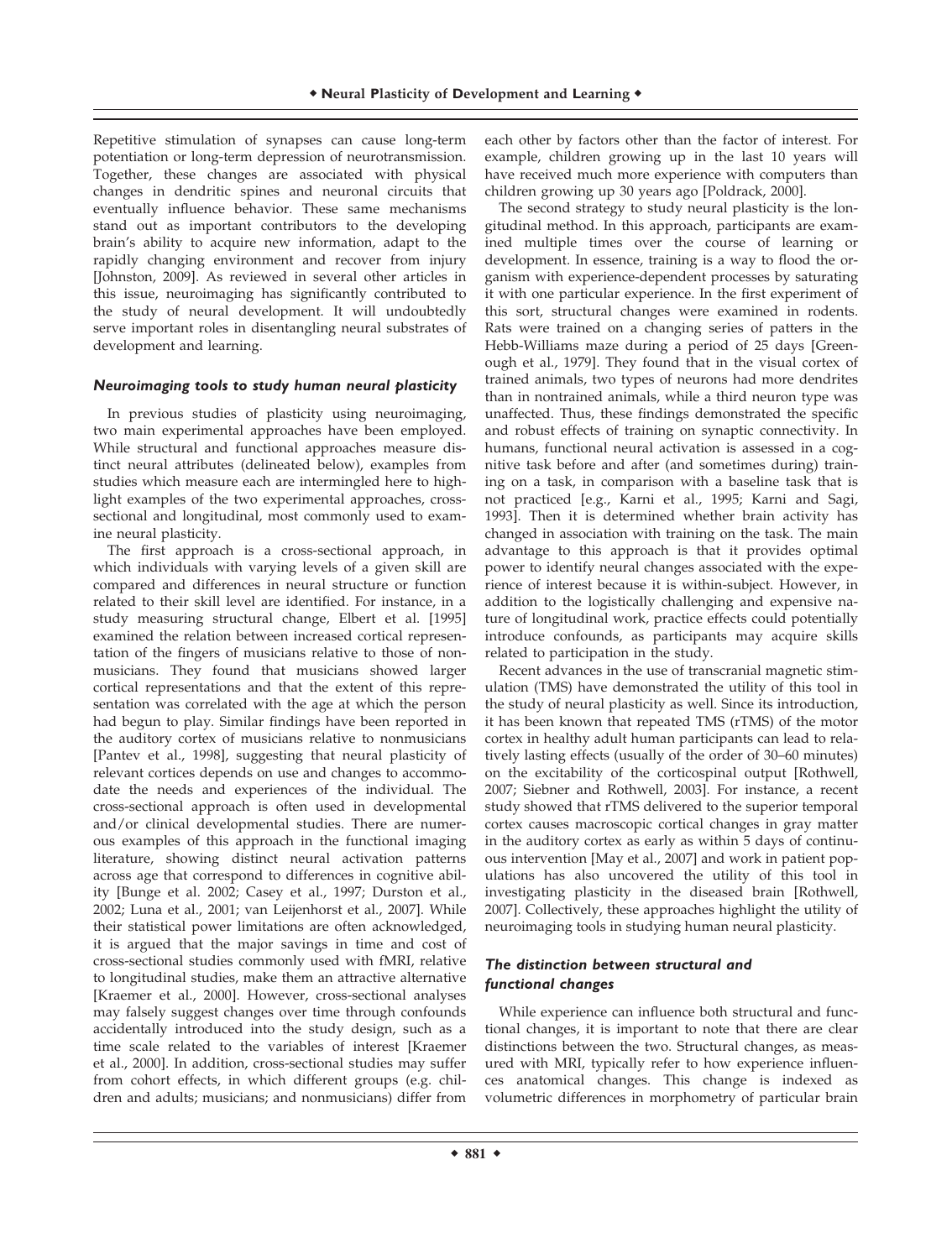Repetitive stimulation of synapses can cause long-term potentiation or long-term depression of neurotransmission. Together, these changes are associated with physical changes in dendritic spines and neuronal circuits that eventually influence behavior. These same mechanisms stand out as important contributors to the developing brain's ability to acquire new information, adapt to the rapidly changing environment and recover from injury [Johnston, 2009]. As reviewed in several other articles in this issue, neuroimaging has significantly contributed to the study of neural development. It will undoubtedly serve important roles in disentangling neural substrates of development and learning.

### *Neuroimaging tools to study human neural plasticity*

In previous studies of plasticity using neuroimaging, two main experimental approaches have been employed. While structural and functional approaches measure distinct neural attributes (delineated below), examples from studies which measure each are intermingled here to highlight examples of the two experimental approaches, cross-sectional and longitudinal, most commonly used to examine neural plasticity.

The first approach is a cross-sectional approach, in which individuals with varying levels of a given skill are compared and differences in neural structure or function related to their skill level are identified. For instance, in a study measuring structural change, Elbert et al. [1995] examined the relation between increased cortical representation of the fingers of musicians relative to those of nonmusicians. They found that musicians showed larger cortical representations and that the extent of this representation was correlated with the age at which the person had begun to play. Similar findings have been reported in the auditory cortex of musicians relative to nonmusicians [Pantev et al., 1998], suggesting that neural plasticity of relevant cortices depends on use and changes to accommodate the needs and experiences of the individual. The cross-sectional approach is often used in developmental and/or clinical developmental studies. There are numerous examples of this approach in the functional imaging literature, showing distinct neural activation patterns across age that correspond to differences in cognitive ability [Bunge et al. 2002; Casey et al., 1997; Durston et al., 2002; Luna et al., 2001; van Leijenhorst et al., 2007]. While their statistical power limitations are often acknowledged, it is argued that the major savings in time and cost of cross-sectional studies commonly used with fMRI, relative to longitudinal studies, make them an attractive alternative [Kraemer et al., 2000]. However, cross-sectional analyses may falsely suggest changes over time through confounds accidentally introduced into the study design, such as a time scale related to the variables of interest [Kraemer et al., 2000]. In addition, cross-sectional studies may suffer from cohort effects, in which different groups (e.g. children and adults; musicians; and nonmusicians) differ from each other by factors other than the factor of interest. For example, children growing up in the last 10 years will have received much more experience with computers than children growing up 30 years ago [Poldrack, 2000].

The second strategy to study neural plasticity is the longitudinal method. In this approach, participants are examined multiple times over the course of learning or development. In essence, training is a way to flood the organism with experience-dependent processes by saturating it with one particular experience. In the first experiment of this sort, structural changes were examined in rodents. Rats were trained on a changing series of patters in the Hebb-Williams maze during a period of 25 days [Greenough et al., 1979]. They found that in the visual cortex of trained animals, two types of neurons had more dendrites than in nontrained animals, while a third neuron type was unaffected. Thus, these findings demonstrated the specific and robust effects of training on synaptic connectivity. In humans, functional neural activation is assessed in a cognitive task before and after (and sometimes during) training on a task, in comparison with a baseline task that is not practiced [e.g., Karni et al., 1995; Karni and Sagi, 1993]. Then it is determined whether brain activity has changed in association with training on the task. The main advantage to this approach is that it provides optimal power to identify neural changes associated with the experience of interest because it is within-subject. However, in addition to the logistically challenging and expensive nature of longitudinal work, practice effects could potentially introduce confounds, as participants may acquire skills related to participation in the study.

Recent advances in the use of transcranial magnetic stimulation (TMS) have demonstrated the utility of this tool in the study of neural plasticity as well. Since its introduction, it has been known that repeated TMS (rTMS) of the motor cortex in healthy adult human participants can lead to relatively lasting effects (usually of the order of 30–60 minutes) on the excitability of the corticospinal output [Rothwell, 2007; Siebner and Rothwell, 2003]. For instance, a recent study showed that rTMS delivered to the superior temporal cortex causes macroscopic cortical changes in gray matter in the auditory cortex as early as within 5 days of continuous intervention [May et al., 2007] and work in patient populations has also uncovered the utility of this tool in investigating plasticity in the diseased brain [Rothwell, 2007]. Collectively, these approaches highlight the utility of neuroimaging tools in studying human neural plasticity.

### *The distinction between structural and functional changes*

While experience can influence both structural and functional changes, it is important to note that there are clear distinctions between the two. Structural changes, as measured with MRI, typically refer to how experience influences anatomical changes. This change is indexed as volumetric differences in morphometry of particular brain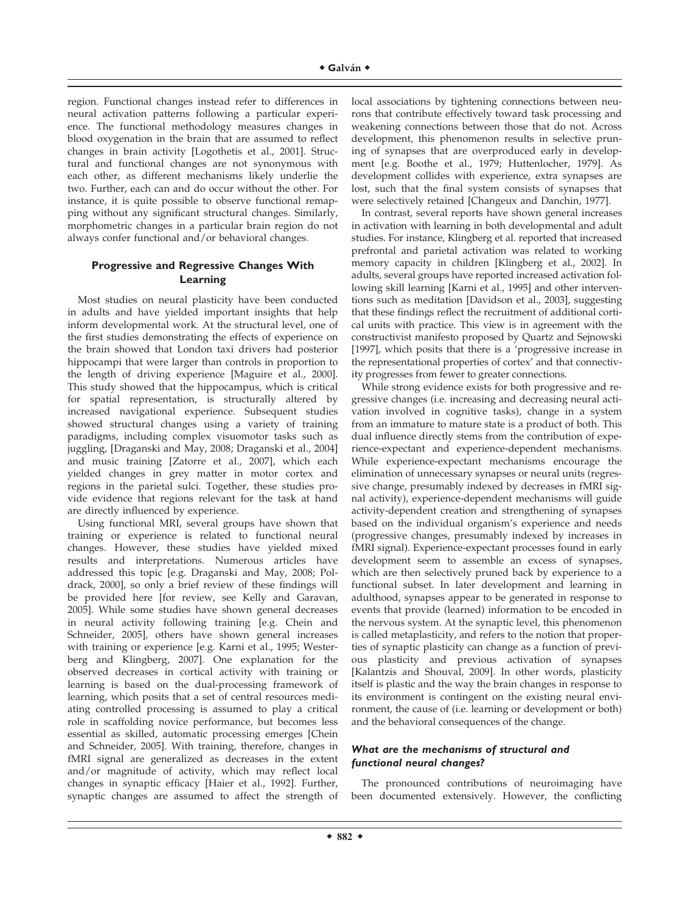region. Functional changes instead refer to differences in neural activation patterns following a particular experience. The functional methodology measures changes in blood oxygenation in the brain that are assumed to reflect changes in brain activity [Logothetis et al., 2001]. Structural and functional changes are not synonymous with each other, as different mechanisms likely underlie the two. Further, each can and do occur without the other. For instance, it is quite possible to observe functional remapping without any significant structural changes. Similarly, morphometric changes in a particular brain region do not always confer functional and/or behavioral changes.

## Progressive and Regressive Changes With Learning

Most studies on neural plasticity have been conducted in adults and have yielded important insights that help inform developmental work. At the structural level, one of the first studies demonstrating the effects of experience on the brain showed that London taxi drivers had posterior hippocampi that were larger than controls in proportion to the length of driving experience [Maguire et al., 2000]. This study showed that the hippocampus, which is critical for spatial representation, is structurally altered by increased navigational experience. Subsequent studies showed structural changes using a variety of training paradigms, including complex visuomotor tasks such as juggling, [Draganski and May, 2008; Draganski et al., 2004] and music training [Zatorre et al., 2007], which each yielded changes in grey matter in motor cortex and regions in the parietal sulci. Together, these studies provide evidence that regions relevant for the task at hand are directly influenced by experience.

Using functional MRI, several groups have shown that training or experience is related to functional neural changes. However, these studies have yielded mixed results and interpretations. Numerous articles have addressed this topic [e.g. Draganski and May, 2008; Poldrack, 2000], so only a brief review of these findings will be provided here [for review, see Kelly and Garavan, 2005]. While some studies have shown general decreases in neural activity following training [e.g. Chein and Schneider, 2005], others have shown general increases with training or experience [e.g. Karni et al., 1995; Westerberg and Klingberg, 2007]. One explanation for the observed decreases in cortical activity with training or learning is based on the dual-processing framework of learning, which posits that a set of central resources mediating controlled processing is assumed to play a critical role in scaffolding novice performance, but becomes less essential as skilled, automatic processing emerges [Chein and Schneider, 2005]. With training, therefore, changes in fMRI signal are generalized as decreases in the extent and/or magnitude of activity, which may reflect local changes in synaptic efficacy [Haier et al., 1992]. Further, synaptic changes are assumed to affect the strength of local associations by tightening connections between neurons that contribute effectively toward task processing and weakening connections between those that do not. Across development, this phenomenon results in selective pruning of synapses that are overproduced early in development [e.g. Boothe et al., 1979; Huttenlocher, 1979]. As development collides with experience, extra synapses are lost, such that the final system consists of synapses that were selectively retained [Changeux and Danchin, 1977].

In contrast, several reports have shown general increases in activation with learning in both developmental and adult studies. For instance, Klingberg et al. reported that increased prefrontal and parietal activation was related to working memory capacity in children [Klingberg et al., 2002]. In adults, several groups have reported increased activation following skill learning [Karni et al., 1995] and other interventions such as meditation [Davidson et al., 2003], suggesting that these findings reflect the recruitment of additional cortical units with practice. This view is in agreement with the constructivist manifesto proposed by Quartz and Sejnowski [1997], which posits that there is a 'progressive increase in the representational properties of cortex' and that connectivity progresses from fewer to greater connections.

While strong evidence exists for both progressive and regressive changes (i.e. increasing and decreasing neural activation involved in cognitive tasks), change in a system from an immature to mature state is a product of both. This dual influence directly stems from the contribution of experience-expectant and experience-dependent mechanisms. While experience-expectant mechanisms encourage the elimination of unnecessary synapses or neural units (regressive change, presumably indexed by decreases in fMRI signal activity), experience-dependent mechanisms will guide activity-dependent creation and strengthening of synapses based on the individual organism's experience and needs (progressive changes, presumably indexed by increases in fMRI signal). Experience-expectant processes found in early development seem to assemble an excess of synapses, which are then selectively pruned back by experience to a functional subset. In later development and learning in adulthood, synapses appear to be generated in response to events that provide (learned) information to be encoded in the nervous system. At the synaptic level, this phenomenon is called metaplasticity, and refers to the notion that properties of synaptic plasticity can change as a function of previous plasticity and previous activation of synapses [Kalantzis and Shouval, 2009]. In other words, plasticity itself is plastic and the way the brain changes in response to its environment is contingent on the existing neural environment, the cause of (i.e. learning or development or both) and the behavioral consequences of the change.

### *What are the mechanisms of structural and functional neural changes?*

The pronounced contributions of neuroimaging have been documented extensively. However, the conflicting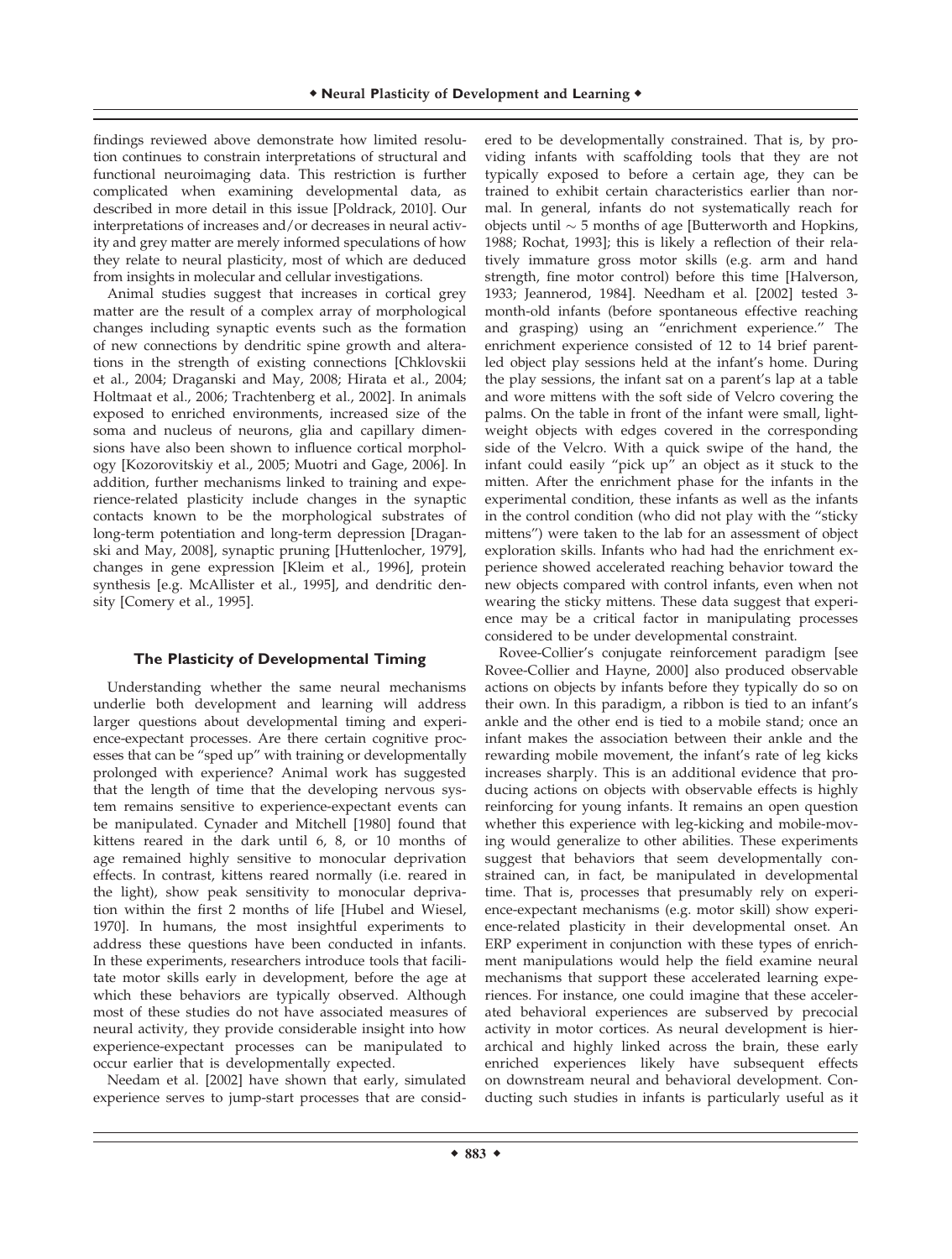findings reviewed above demonstrate how limited resolution continues to constrain interpretations of structural and functional neuroimaging data. This restriction is further complicated when examining developmental data, as described in more detail in this issue [Poldrack, 2010]. Our interpretations of increases and/or decreases in neural activity and grey matter are merely informed speculations of how they relate to neural plasticity, most of which are deduced from insights in molecular and cellular investigations.

Animal studies suggest that increases in cortical grey matter are the result of a complex array of morphological changes including synaptic events such as the formation of new connections by dendritic spine growth and alterations in the strength of existing connections [Chklovskii et al., 2004; Draganski and May, 2008; Hirata et al., 2004; Holtmaat et al., 2006; Trachtenberg et al., 2002]. In animals exposed to enriched environments, increased size of the soma and nucleus of neurons, glia and capillary dimensions have also been shown to influence cortical morphology [Kozorovitskiy et al., 2005; Muotri and Gage, 2006]. In addition, further mechanisms linked to training and experience-related plasticity include changes in the synaptic contacts known to be the morphological substrates of long-term potentiation and long-term depression [Draganski and May, 2008], synaptic pruning [Huttenlocher, 1979], changes in gene expression [Kleim et al., 1996], protein synthesis [e.g. McAllister et al., 1995], and dendritic density [Comery et al., 1995].

## The Plasticity of Developmental Timing

Understanding whether the same neural mechanisms underlie both development and learning will address larger questions about developmental timing and experience-expectant processes. Are there certain cognitive processes that can be "sped up" with training or developmentally prolonged with experience? Animal work has suggested that the length of time that the developing nervous system remains sensitive to experience-expectant events can be manipulated. Cynader and Mitchell [1980] found that kittens reared in the dark until 6, 8, or 10 months of age remained highly sensitive to monocular deprivation effects. In contrast, kittens reared normally (i.e. reared in the light), show peak sensitivity to monocular deprivation within the first 2 months of life [Hubel and Wiesel, 1970]. In humans, the most insightful experiments to address these questions have been conducted in infants. In these experiments, researchers introduce tools that facilitate motor skills early in development, before the age at which these behaviors are typically observed. Although most of these studies do not have associated measures of neural activity, they provide considerable insight into how experience-expectant processes can be manipulated to occur earlier that is developmentally expected.

Needam et al. [2002] have shown that early, simulated experience serves to jump-start processes that are considered to be developmentally constrained. That is, by providing infants with scaffolding tools that they are not typically exposed to before a certain age, they can be trained to exhibit certain characteristics earlier than normal. In general, infants do not systematically reach for objects until ~ 5 months of age [Butterworth and Hopkins, 1988; Rochat, 1993]; this is likely a reflection of their relatively immature gross motor skills (e.g. arm and hand strength, fine motor control) before this time [Halverson, 1933; Jeannerod, 1984]. Needham et al. [2002] tested 3-month-old infants (before spontaneous effective reaching and grasping) using an "enrichment experience." The enrichment experience consisted of 12 to 14 brief parent-led object play sessions held at the infant's home. During the play sessions, the infant sat on a parent's lap at a table and wore mittens with the soft side of Velcro covering the palms. On the table in front of the infant were small, lightweight objects with edges covered in the corresponding side of the Velcro. With a quick swipe of the hand, the infant could easily "pick up" an object as it stuck to the mitten. After the enrichment phase for the infants in the experimental condition, these infants as well as the infants in the control condition (who did not play with the "sticky mittens") were taken to the lab for an assessment of object exploration skills. Infants who had had the enrichment experience showed accelerated reaching behavior toward the new objects compared with control infants, even when not wearing the sticky mittens. These data suggest that experience may be a critical factor in manipulating processes considered to be under developmental constraint.

Rovee-Collier's conjugate reinforcement paradigm [see Rovee-Collier and Hayne, 2000] also produced observable actions on objects by infants before they typically do so on their own. In this paradigm, a ribbon is tied to an infant's ankle and the other end is tied to a mobile stand; once an infant makes the association between their ankle and the rewarding mobile movement, the infant's rate of leg kicks increases sharply. This is an additional evidence that producing actions on objects with observable effects is highly reinforcing for young infants. It remains an open question whether this experience with leg-kicking and mobile-moving would generalize to other abilities. These experiments suggest that behaviors that seem developmentally constrained can, in fact, be manipulated in developmental time. That is, processes that presumably rely on experience-expectant mechanisms (e.g. motor skill) show experience-related plasticity in their developmental onset. An ERP experiment in conjunction with these types of enrichment manipulations would help the field examine neural mechanisms that support these accelerated learning experiences. For instance, one could imagine that these accelerated behavioral experiences are subserved by precocial activity in motor cortices. As neural development is hierarchical and highly linked across the brain, these early enriched experiences likely have subsequent effects on downstream neural and behavioral development. Conducting such studies in infants is particularly useful as it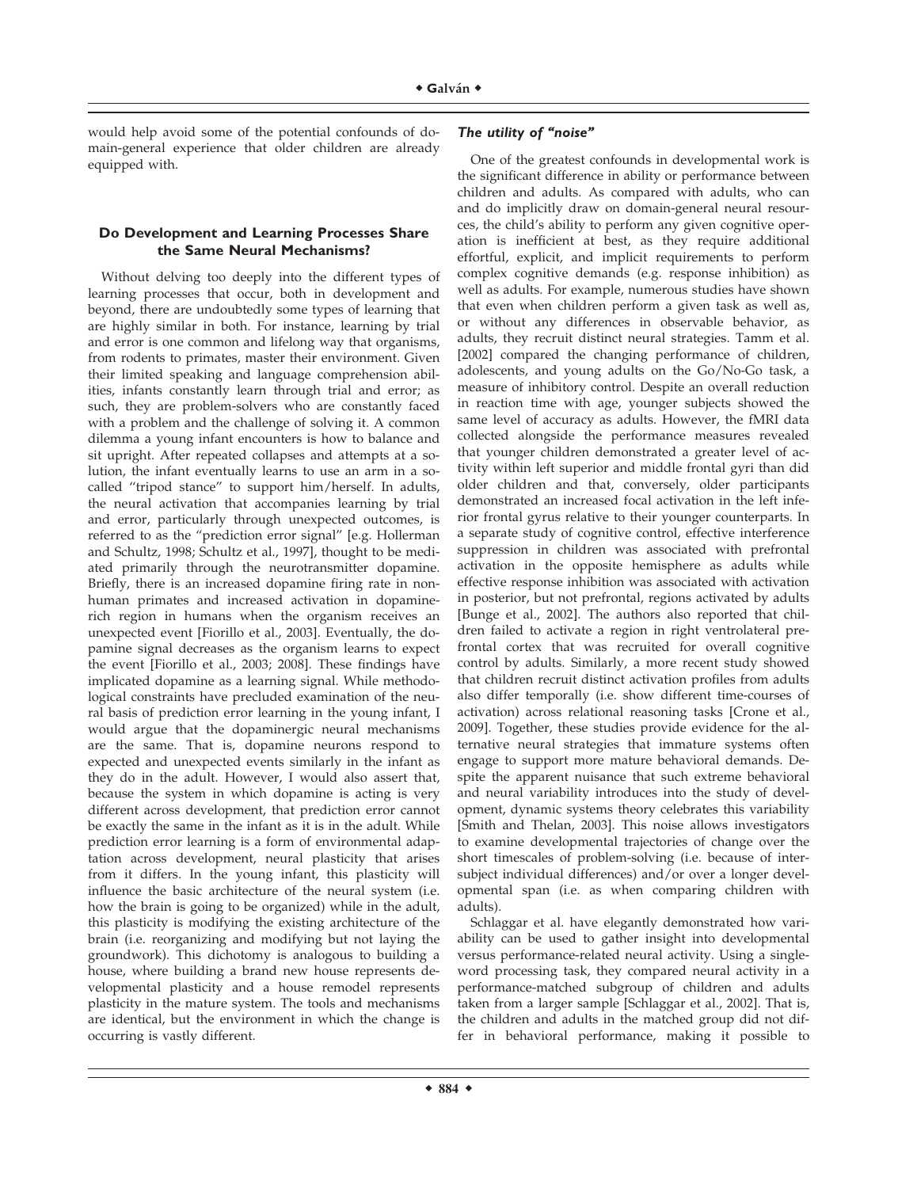would help avoid some of the potential confounds of domain-general experience that older children are already equipped with.

## Do Development and Learning Processes Share the Same Neural Mechanisms?

Without delving too deeply into the different types of learning processes that occur, both in development and beyond, there are undoubtedly some types of learning that are highly similar in both. For instance, learning by trial and error is one common and lifelong way that organisms, from rodents to primates, master their environment. Given their limited speaking and language comprehension abilities, infants constantly learn through trial and error; as such, they are problem-solvers who are constantly faced with a problem and the challenge of solving it. A common dilemma a young infant encounters is how to balance and sit upright. After repeated collapses and attempts at a solution, the infant eventually learns to use an arm in a so-called "tripod stance" to support him/herself. In adults, the neural activation that accompanies learning by trial and error, particularly through unexpected outcomes, is referred to as the "prediction error signal" [e.g. Hollerman and Schultz, 1998; Schultz et al., 1997], thought to be mediated primarily through the neurotransmitter dopamine. Briefly, there is an increased dopamine firing rate in non-human primates and increased activation in dopamine-rich region in humans when the organism receives an unexpected event [Fiorillo et al., 2003]. Eventually, the dopamine signal decreases as the organism learns to expect the event [Fiorillo et al., 2003; 2008]. These findings have implicated dopamine as a learning signal. While methodological constraints have precluded examination of the neural basis of prediction error learning in the young infant, I would argue that the dopaminergic neural mechanisms are the same. That is, dopamine neurons respond to expected and unexpected events similarly in the infant as they do in the adult. However, I would also assert that, because the system in which dopamine is acting is very different across development, that prediction error cannot be exactly the same in the infant as it is in the adult. While prediction error learning is a form of environmental adaptation across development, neural plasticity that arises from it differs. In the young infant, this plasticity will influence the basic architecture of the neural system (i.e. how the brain is going to be organized) while in the adult, this plasticity is modifying the existing architecture of the brain (i.e. reorganizing and modifying but not laying the groundwork). This dichotomy is analogous to building a house, where building a brand new house represents developmental plasticity and a house remodel represents plasticity in the mature system. The tools and mechanisms are identical, but the environment in which the change is occurring is vastly different.

### *The utility of "noise"*

One of the greatest confounds in developmental work is the significant difference in ability or performance between children and adults. As compared with adults, who can and do implicitly draw on domain-general neural resources, the child's ability to perform any given cognitive operation is inefficient at best, as they require additional effortful, explicit, and implicit requirements to perform complex cognitive demands (e.g. response inhibition) as well as adults. For example, numerous studies have shown that even when children perform a given task as well as, or without any differences in observable behavior, as adults, they recruit distinct neural strategies. Tamm et al. [2002] compared the changing performance of children, adolescents, and young adults on the Go/No-Go task, a measure of inhibitory control. Despite an overall reduction in reaction time with age, younger subjects showed the same level of accuracy as adults. However, the fMRI data collected alongside the performance measures revealed that younger children demonstrated a greater level of activity within left superior and middle frontal gyri than did older children and that, conversely, older participants demonstrated an increased focal activation in the left inferior frontal gyrus relative to their younger counterparts. In a separate study of cognitive control, effective interference suppression in children was associated with prefrontal activation in the opposite hemisphere as adults while effective response inhibition was associated with activation in posterior, but not prefrontal, regions activated by adults [Bunge et al., 2002]. The authors also reported that children failed to activate a region in right ventrolateral prefrontal cortex that was recruited for overall cognitive control by adults. Similarly, a more recent study showed that children recruit distinct activation profiles from adults also differ temporally (i.e. show different time-courses of activation) across relational reasoning tasks [Crone et al., 2009]. Together, these studies provide evidence for the alternative neural strategies that immature systems often engage to support more mature behavioral demands. Despite the apparent nuisance that such extreme behavioral and neural variability introduces into the study of development, dynamic systems theory celebrates this variability [Smith and Thelan, 2003]. This noise allows investigators to examine developmental trajectories of change over the short timescales of problem-solving (i.e. because of inter-subject individual differences) and/or over a longer developmental span (i.e. as when comparing children with adults).

Schlaggar et al. have elegantly demonstrated how variability can be used to gather insight into developmental versus performance-related neural activity. Using a single-word processing task, they compared neural activity in a performance-matched subgroup of children and adults taken from a larger sample [Schlaggar et al., 2002]. That is, the children and adults in the matched group did not differ in behavioral performance, making it possible to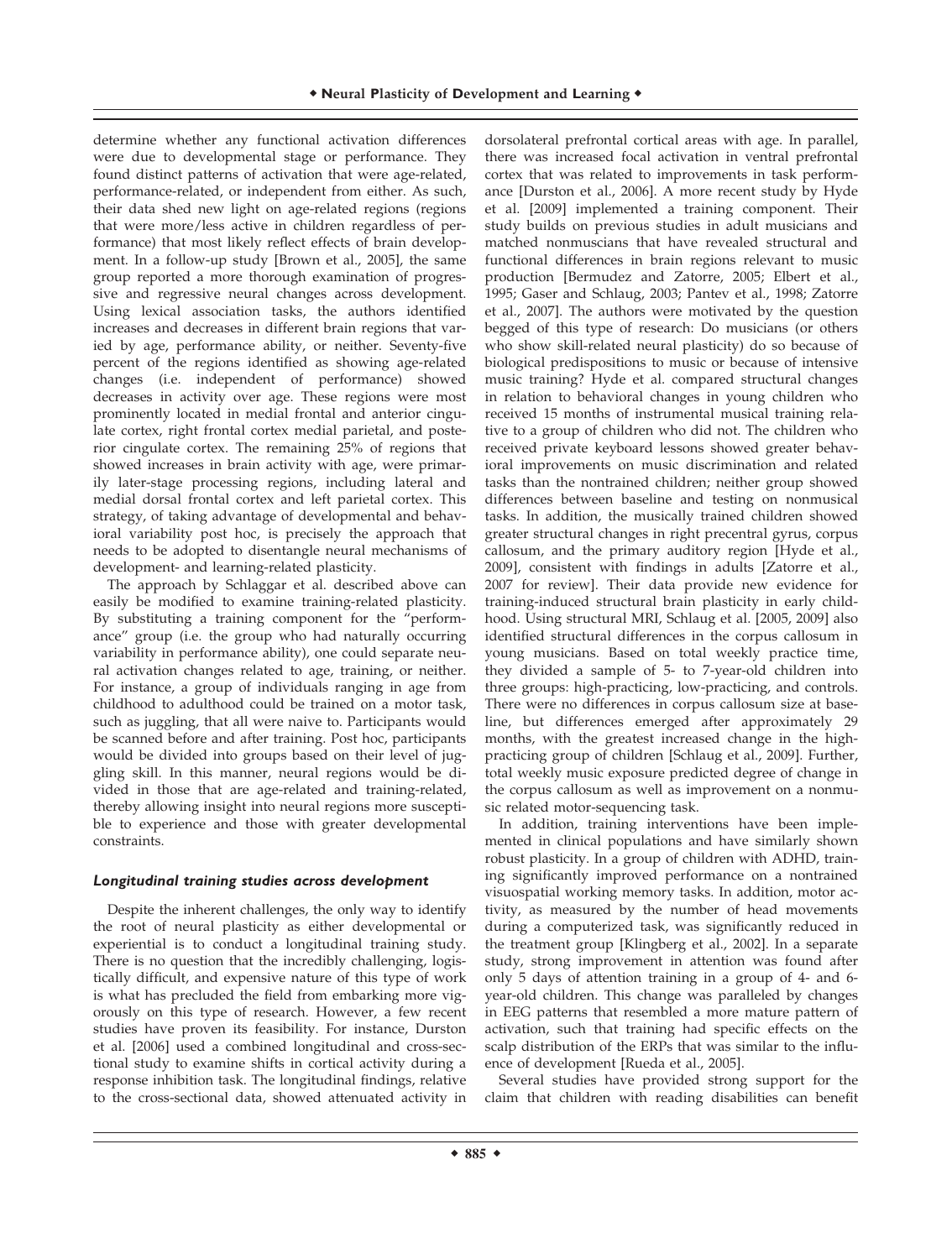determine whether any functional activation differences were due to developmental stage or performance. They found distinct patterns of activation that were age-related, performance-related, or independent from either. As such, their data shed new light on age-related regions (regions that were more/less active in children regardless of performance) that most likely reflect effects of brain development. In a follow-up study [Brown et al., 2005], the same group reported a more thorough examination of progressive and regressive neural changes across development. Using lexical association tasks, the authors identified increases and decreases in different brain regions that varied by age, performance ability, or neither. Seventy-five percent of the regions identified as showing age-related changes (i.e. independent of performance) showed decreases in activity over age. These regions were most prominently located in medial frontal and anterior cingulate cortex, right frontal cortex medial parietal, and posterior cingulate cortex. The remaining 25% of regions that showed increases in brain activity with age, were primarily later-stage processing regions, including lateral and medial dorsal frontal cortex and left parietal cortex. This strategy, of taking advantage of developmental and behavioral variability post hoc, is precisely the approach that needs to be adopted to disentangle neural mechanisms of development- and learning-related plasticity.

The approach by Schlaggar et al. described above can easily be modified to examine training-related plasticity. By substituting a training component for the "performance" group (i.e. the group who had naturally occurring variability in performance ability), one could separate neural activation changes related to age, training, or neither. For instance, a group of individuals ranging in age from childhood to adulthood could be trained on a motor task, such as juggling, that all were naive to. Participants would be scanned before and after training. Post hoc, participants would be divided into groups based on their level of juggling skill. In this manner, neural regions would be divided in those that are age-related and training-related, thereby allowing insight into neural regions more susceptible to experience and those with greater developmental constraints.

### *Longitudinal training studies across development*

Despite the inherent challenges, the only way to identify the root of neural plasticity as either developmental or experiential is to conduct a longitudinal training study. There is no question that the incredibly challenging, logistically difficult, and expensive nature of this type of work is what has precluded the field from embarking more vigorously on this type of research. However, a few recent studies have proven its feasibility. For instance, Durston et al. [2006] used a combined longitudinal and cross-sectional study to examine shifts in cortical activity during a response inhibition task. The longitudinal findings, relative to the cross-sectional data, showed attenuated activity in dorsolateral prefrontal cortical areas with age. In parallel, there was increased focal activation in ventral prefrontal cortex that was related to improvements in task performance [Durston et al., 2006]. A more recent study by Hyde et al. [2009] implemented a training component. Their study builds on previous studies in adult musicians and matched nonmuscians that have revealed structural and functional differences in brain regions relevant to music production [Bermudez and Zatorre, 2005; Elbert et al., 1995; Gaser and Schlaug, 2003; Pantev et al., 1998; Zatorre et al., 2007]. The authors were motivated by the question begged of this type of research: Do musicians (or others who show skill-related neural plasticity) do so because of biological predispositions to music or because of intensive music training? Hyde et al. compared structural changes in relation to behavioral changes in young children who received 15 months of instrumental musical training relative to a group of children who did not. The children who received private keyboard lessons showed greater behavioral improvements on music discrimination and related tasks than the nontrained children; neither group showed differences between baseline and testing on nonmusical tasks. In addition, the musically trained children showed greater structural changes in right precentral gyrus, corpus callosum, and the primary auditory region [Hyde et al., 2009], consistent with findings in adults [Zatorre et al., 2007 for review]. Their data provide new evidence for training-induced structural brain plasticity in early childhood. Using structural MRI, Schlaug et al. [2005, 2009] also identified structural differences in the corpus callosum in young musicians. Based on total weekly practice time, they divided a sample of 5- to 7-year-old children into three groups: high-practicing, low-practicing, and controls. There were no differences in corpus callosum size at baseline, but differences emerged after approximately 29 months, with the greatest increased change in the high-practicing group of children [Schlaug et al., 2009]. Further, total weekly music exposure predicted degree of change in the corpus callosum as well as improvement on a nonmusic related motor-sequencing task.

In addition, training interventions have been implemented in clinical populations and have similarly shown robust plasticity. In a group of children with ADHD, training significantly improved performance on a nontrained visuospatial working memory tasks. In addition, motor activity, as measured by the number of head movements during a computerized task, was significantly reduced in the treatment group [Klingberg et al., 2002]. In a separate study, strong improvement in attention was found after only 5 days of attention training in a group of 4- and 6-year-old children. This change was paralleled by changes in EEG patterns that resembled a more mature pattern of activation, such that training had specific effects on the scalp distribution of the ERPs that was similar to the influence of development [Rueda et al., 2005].

Several studies have provided strong support for the claim that children with reading disabilities can benefit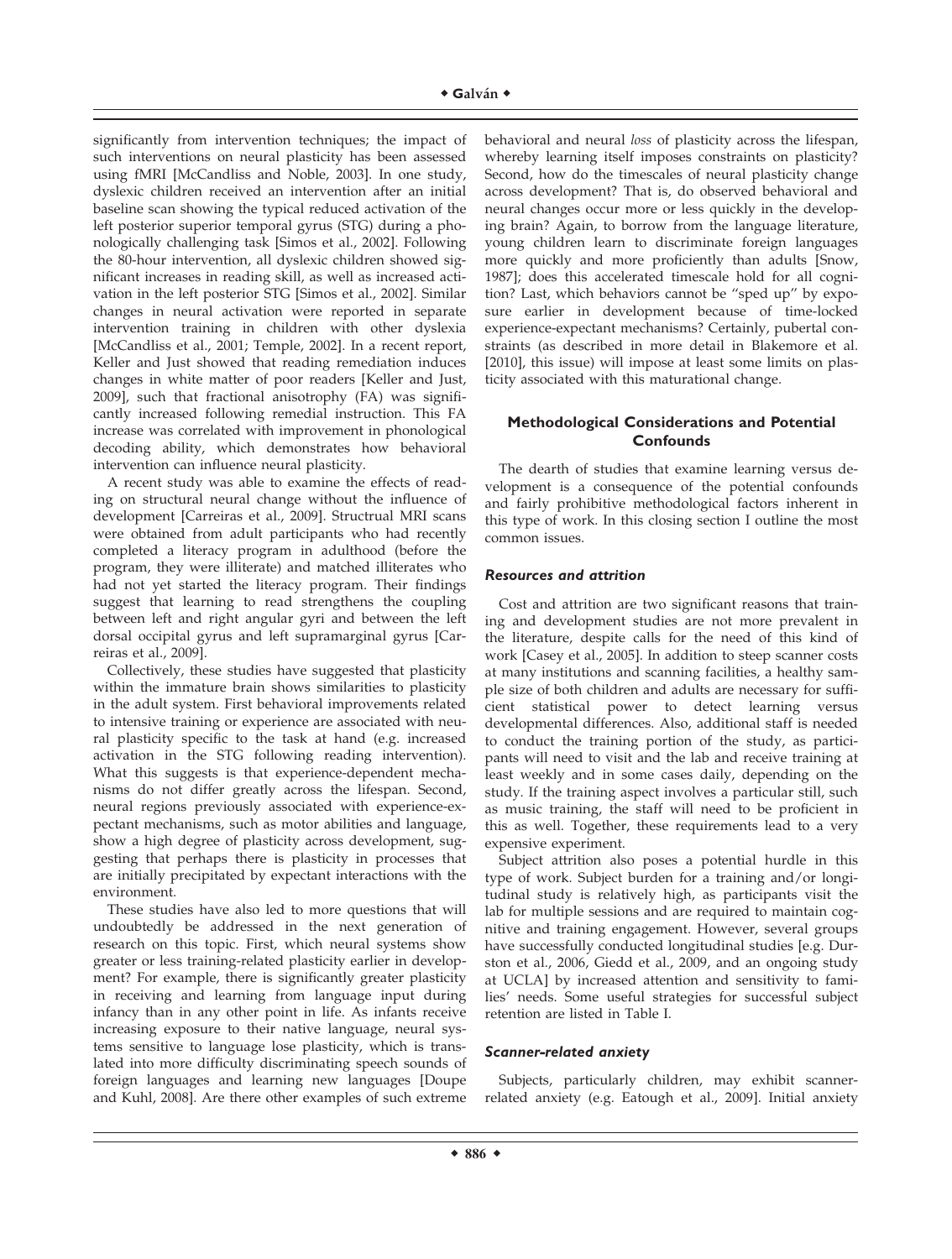significantly from intervention techniques; the impact of such interventions on neural plasticity has been assessed using fMRI [McCandliss and Noble, 2003]. In one study, dyslexic children received an intervention after an initial baseline scan showing the typical reduced activation of the left posterior superior temporal gyrus (STG) during a phonologically challenging task [Simos et al., 2002]. Following the 80-hour intervention, all dyslexic children showed significant increases in reading skill, as well as increased activation in the left posterior STG [Simos et al., 2002]. Similar changes in neural activation were reported in separate intervention training in children with other dyslexia [McCandliss et al., 2001; Temple, 2002]. In a recent report, Keller and Just showed that reading remediation induces changes in white matter of poor readers [Keller and Just, 2009], such that fractional anisotrophy (FA) was significantly increased following remedial instruction. This FA increase was correlated with improvement in phonological decoding ability, which demonstrates how behavioral intervention can influence neural plasticity.

A recent study was able to examine the effects of reading on structural neural change without the influence of development [Carreiras et al., 2009]. Structrual MRI scans were obtained from adult participants who had recently completed a literacy program in adulthood (before the program, they were illiterate) and matched illiterates who had not yet started the literacy program. Their findings suggest that learning to read strengthens the coupling between left and right angular gyri and between the left dorsal occipital gyrus and left supramarginal gyrus [Carreiras et al., 2009].

Collectively, these studies have suggested that plasticity within the immature brain shows similarities to plasticity in the adult system. First behavioral improvements related to intensive training or experience are associated with neural plasticity specific to the task at hand (e.g. increased activation in the STG following reading intervention). What this suggests is that experience-dependent mechanisms do not differ greatly across the lifespan. Second, neural regions previously associated with experience-expectant mechanisms, such as motor abilities and language, show a high degree of plasticity across development, suggesting that perhaps there is plasticity in processes that are initially precipitated by expectant interactions with the environment.

These studies have also led to more questions that will undoubtedly be addressed in the next generation of research on this topic. First, which neural systems show greater or less training-related plasticity earlier in development? For example, there is significantly greater plasticity in receiving and learning from language input during infancy than in any other point in life. As infants receive increasing exposure to their native language, neural systems sensitive to language lose plasticity, which is translated into more difficulty discriminating speech sounds of foreign languages and learning new languages [Doupe and Kuhl, 2008]. Are there other examples of such extreme behavioral and neural *loss* of plasticity across the lifespan, whereby learning itself imposes constraints on plasticity? Second, how do the timescales of neural plasticity change across development? That is, do observed behavioral and neural changes occur more or less quickly in the developing brain? Again, to borrow from the language literature, young children learn to discriminate foreign languages more quickly and more proficiently than adults [Snow, 1987]; does this accelerated timescale hold for all cognition? Last, which behaviors cannot be "sped up" by exposure earlier in development because of time-locked experience-expectant mechanisms? Certainly, pubertal constraints (as described in more detail in Blakemore et al. [2010], this issue) will impose at least some limits on plasticity associated with this maturational change.

## Methodological Considerations and Potential Confounds

The dearth of studies that examine learning versus development is a consequence of the potential confounds and fairly prohibitive methodological factors inherent in this type of work. In this closing section I outline the most common issues.

### *Resources and attrition*

Cost and attrition are two significant reasons that training and development studies are not more prevalent in the literature, despite calls for the need of this kind of work [Casey et al., 2005]. In addition to steep scanner costs at many institutions and scanning facilities, a healthy sample size of both children and adults are necessary for sufficient statistical power to detect learning versus developmental differences. Also, additional staff is needed to conduct the training portion of the study, as participants will need to visit the lab and receive training at least weekly and in some cases daily, depending on the study. If the training aspect involves a particular still, such as music training, the staff will need to be proficient in this as well. Together, these requirements lead to a very expensive experiment.

Subject attrition also poses a potential hurdle in this type of work. Subject burden for a training and/or longitudinal study is relatively high, as participants visit the lab for multiple sessions and are required to maintain cognitive and training engagement. However, several groups have successfully conducted longitudinal studies [e.g. Durston et al., 2006, Giedd et al., 2009, and an ongoing study at UCLA] by increased attention and sensitivity to families' needs. Some useful strategies for successful subject retention are listed in Table I.

### *Scanner-related anxiety*

Subjects, particularly children, may exhibit scanner-related anxiety (e.g. Eatough et al., 2009]. Initial anxiety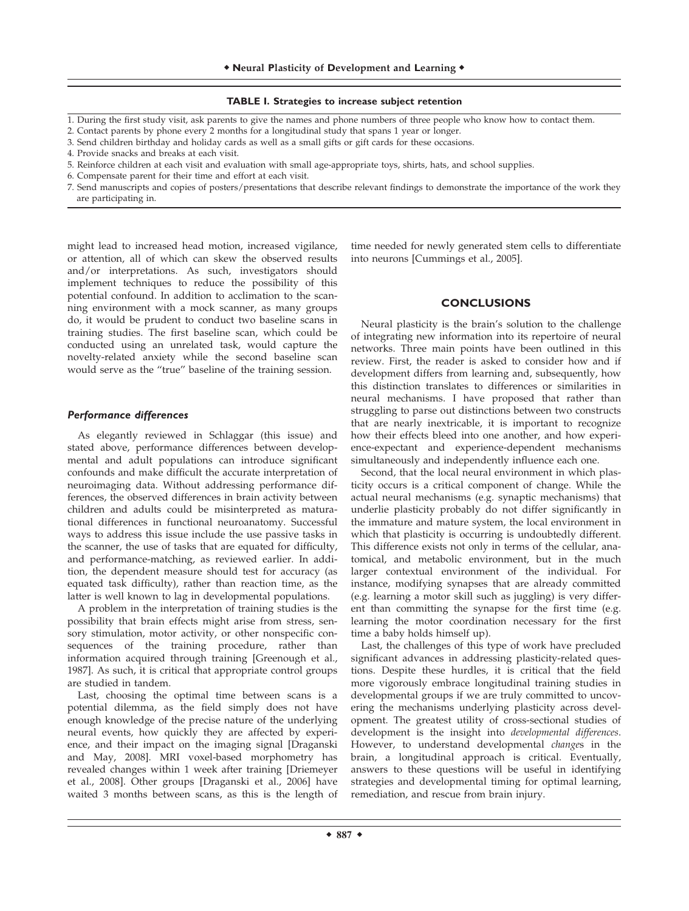**TABLE I. Strategies to increase subject retention**

| |
|---|
| 1. During the first study visit, ask parents to give the names and phone numbers of three people who know how to contact them. |
| 2. Contact parents by phone every 2 months for a longitudinal study that spans 1 year or longer. |
| 3. Send children birthday and holiday cards as well as a small gifts or gift cards for these occasions. |
| 4. Provide snacks and breaks at each visit. |
| 5. Reinforce children at each visit and evaluation with small age-appropriate toys, shirts, hats, and school supplies. |
| 6. Compensate parent for their time and effort at each visit. |
| 7. Send manuscripts and copies of posters/presentations that describe relevant findings to demonstrate the importance of the work they are participating in. |

might lead to increased head motion, increased vigilance, or attention, all of which can skew the observed results and/or interpretations. As such, investigators should implement techniques to reduce the possibility of this potential confound. In addition to acclimation to the scanning environment with a mock scanner, as many groups do, it would be prudent to conduct two baseline scans in training studies. The first baseline scan, which could be conducted using an unrelated task, would capture the novelty-related anxiety while the second baseline scan would serve as the "true" baseline of the training session.

### *Performance differences*

As elegantly reviewed in Schlaggar (this issue) and stated above, performance differences between developmental and adult populations can introduce significant confounds and make difficult the accurate interpretation of neuroimaging data. Without addressing performance differences, the observed differences in brain activity between children and adults could be misinterpreted as maturational differences in functional neuroanatomy. Successful ways to address this issue include the use passive tasks in the scanner, the use of tasks that are equated for difficulty, and performance-matching, as reviewed earlier. In addition, the dependent measure should test for accuracy (as equated task difficulty), rather than reaction time, as the latter is well known to lag in developmental populations.

A problem in the interpretation of training studies is the possibility that brain effects might arise from stress, sensory stimulation, motor activity, or other nonspecific consequences of the training procedure, rather than information acquired through training [Greenough et al., 1987]. As such, it is critical that appropriate control groups are studied in tandem.

Last, choosing the optimal time between scans is a potential dilemma, as the field simply does not have enough knowledge of the precise nature of the underlying neural events, how quickly they are affected by experience, and their impact on the imaging signal [Draganski and May, 2008]. MRI voxel-based morphometry has revealed changes within 1 week after training [Driemeyer et al., 2008]. Other groups [Draganski et al., 2006] have waited 3 months between scans, as this is the length of time needed for newly generated stem cells to differentiate into neurons [Cummings et al., 2005].

## CONCLUSIONS

Neural plasticity is the brain's solution to the challenge of integrating new information into its repertoire of neural networks. Three main points have been outlined in this review. First, the reader is asked to consider how and if development differs from learning and, subsequently, how this distinction translates to differences or similarities in neural mechanisms. I have proposed that rather than struggling to parse out distinctions between two constructs that are nearly inextricable, it is important to recognize how their effects bleed into one another, and how experience-expectant and experience-dependent mechanisms simultaneously and independently influence each one.

Second, that the local neural environment in which plasticity occurs is a critical component of change. While the actual neural mechanisms (e.g. synaptic mechanisms) that underlie plasticity probably do not differ significantly in the immature and mature system, the local environment in which that plasticity is occurring is undoubtedly different. This difference exists not only in terms of the cellular, anatomical, and metabolic environment, but in the much larger contextual environment of the individual. For instance, modifying synapses that are already committed (e.g. learning a motor skill such as juggling) is very different than committing the synapse for the first time (e.g. learning the motor coordination necessary for the first time a baby holds himself up).

Last, the challenges of this type of work have precluded significant advances in addressing plasticity-related questions. Despite these hurdles, it is critical that the field more vigorously embrace longitudinal training studies in developmental groups if we are truly committed to uncovering the mechanisms underlying plasticity across development. The greatest utility of cross-sectional studies of development is the insight into *developmental differences*. However, to understand developmental *change*s in the brain, a longitudinal approach is critical. Eventually, answers to these questions will be useful in identifying strategies and developmental timing for optimal learning, remediation, and rescue from brain injury.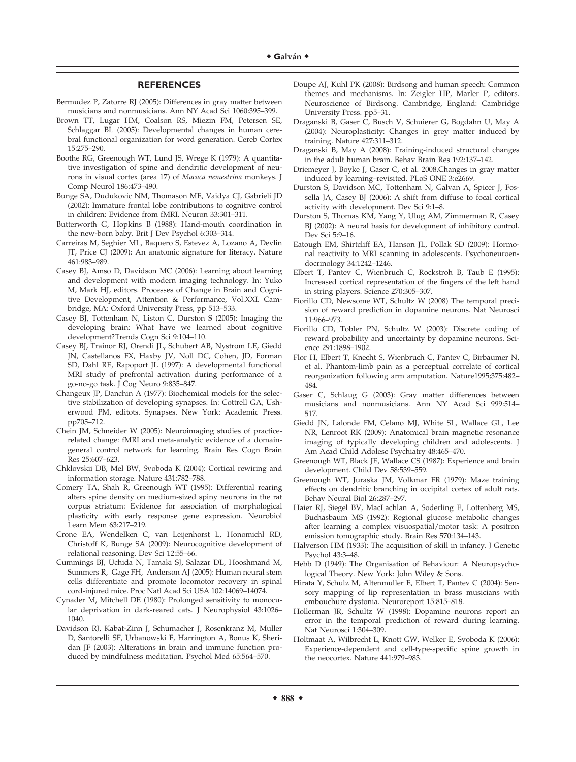## REFERENCES

Bermudez P, Zatorre RJ (2005): Differences in gray matter between musicians and nonmusicians. Ann NY Acad Sci 1060:395–399.

Brown TT, Lugar HM, Coalson RS, Miezin FM, Petersen SE, Schlaggar BL (2005): Developmental changes in human cerebral functional organization for word generation. Cereb Cortex 15:275–290.

Boothe RG, Greenough WT, Lund JS, Wrege K (1979): A quantitative investigation of spine and dendritic development of neurons in visual cortex (area 17) of *Macaca nemestrina* monkeys. J Comp Neurol 186:473–490.

Bunge SA, Dudukovic NM, Thomason ME, Vaidya CJ, Gabrieli JD (2002): Immature frontal lobe contributions to cognitive control in children: Evidence from fMRI. Neuron 33:301–311.

Butterworth G, Hopkins B (1988): Hand-mouth coordination in the new-born baby. Brit J Dev Psychol 6:303–314.

Carreiras M, Seghier ML, Baquero S, Estevez A, Lozano A, Devlin JT, Price CJ (2009): An anatomic signature for literacy. Nature 461:983–989.

Casey BJ, Amso D, Davidson MC (2006): Learning about learning and development with modern imaging technology. In: Yuko M, Mark HJ, editors. Processes of Change in Brain and Cognitive Development, Attention & Performance, Vol.XXI. Cambridge, MA: Oxford University Press, pp 513–533.

Casey BJ, Tottenham N, Liston C, Durston S (2005): Imaging the developing brain: What have we learned about cognitive development?Trends Cogn Sci 9:104–110.

Casey BJ, Trainor RJ, Orendi JL, Schubert AB, Nystrom LE, Giedd JN, Castellanos FX, Haxby JV, Noll DC, Cohen, JD, Forman SD, Dahl RE, Rapoport JL (1997): A developmental functional MRI study of prefrontal activation during performance of a go-no-go task. J Cog Neuro 9:835–847.

Changeux JP, Danchin A (1977): Biochemical models for the selective stabilization of developing synapses. In: Cottrell GA, Usherwood PM, editots. Synapses. New York: Academic Press. pp705–712.

Chein JM, Schneider W (2005): Neuroimaging studies of practice-related change: fMRI and meta-analytic evidence of a domain-general control network for learning. Brain Res Cogn Brain Res 25:607–623.

Chklovskii DB, Mel BW, Svoboda K (2004): Cortical rewiring and information storage. Nature 431:782–788.

Comery TA, Shah R, Greenough WT (1995): Differential rearing alters spine density on medium-sized spiny neurons in the rat corpus striatum: Evidence for association of morphological plasticity with early response gene expression. Neurobiol Learn Mem 63:217–219.

Crone EA, Wendelken C, van Leijenhorst L, Honomichl RD, Christoff K, Bunge SA (2009): Neurocognitive development of relational reasoning. Dev Sci 12:55–66.

Cummings BJ, Uchida N, Tamaki SJ, Salazar DL, Hooshmand M, Summers R, Gage FH, Anderson AJ (2005): Human neural stem cells differentiate and promote locomotor recovery in spinal cord-injured mice. Proc Natl Acad Sci USA 102:14069–14074.

Cynader M, Mitchell DE (1980): Prolonged sensitivity to monocular deprivation in dark-reared cats. J Neurophysiol 43:1026–1040.

Davidson RJ, Kabat-Zinn J, Schumacher J, Rosenkranz M, Muller D, Santorelli SF, Urbanowski F, Harrington A, Bonus K, Sheridan JF (2003): Alterations in brain and immune function produced by mindfulness meditation. Psychol Med 65:564–570.

Doupe AJ, Kuhl PK (2008): Birdsong and human speech: Common themes and mechanisms. In: Zeigler HP, Marler P, editors. Neuroscience of Birdsong. Cambridge, England: Cambridge University Press. pp5–31.

Draganski B, Gaser C, Busch V, Schuierer G, Bogdahn U, May A (2004): Neuroplasticity: Changes in grey matter induced by training. Nature 427:311–312.

Draganski B, May A (2008): Training-induced structural changes in the adult human brain. Behav Brain Res 192:137–142.

Driemeyer J, Boyke J, Gaser C, et al. 2008.Changes in gray matter induced by learning–revisited. PLoS ONE 3:e2669.

Durston S, Davidson MC, Tottenham N, Galvan A, Spicer J, Fossella JA, Casey BJ (2006): A shift from diffuse to focal cortical activity with development. Dev Sci 9:1–8.

Durston S, Thomas KM, Yang Y, Ulug AM, Zimmerman R, Casey BJ (2002): A neural basis for development of inhibitory control. Dev Sci 5:9–16.

Eatough EM, Shirtcliff EA, Hanson JL, Pollak SD (2009): Hormonal reactivity to MRI scanning in adolescents. Psychoneuroendocrinology 34:1242–1246.

Elbert T, Pantev C, Wienbruch C, Rockstroh B, Taub E (1995): Increased cortical representation of the fingers of the left hand in string players. Science 270:305–307.

Fiorillo CD, Newsome WT, Schultz W (2008) The temporal precision of reward prediction in dopamine neurons. Nat Neurosci 11:966–973.

Fiorillo CD, Tobler PN, Schultz W (2003): Discrete coding of reward probability and uncertainty by dopamine neurons. Science 291:1898–1902.

Flor H, Elbert T, Knecht S, Wienbruch C, Pantev C, Birbaumer N, et al. Phantom-limb pain as a perceptual correlate of cortical reorganization following arm amputation. Nature1995;375:482–484.

Gaser C, Schlaug G (2003): Gray matter differences between musicians and nonmusicians. Ann NY Acad Sci 999:514–517.

Giedd JN, Lalonde FM, Celano MJ, White SL, Wallace GL, Lee NR, Lenroot RK (2009): Anatomical brain magnetic resonance imaging of typically developing children and adolescents. J Am Acad Child Adolesc Psychiatry 48:465–470.

Greenough WT, Black JE, Wallace CS (1987): Experience and brain development. Child Dev 58:539–559.

Greenough WT, Juraska JM, Volkmar FR (1979): Maze training effects on dendritic branching in occipital cortex of adult rats. Behav Neural Biol 26:287–297.

Haier RJ, Siegel BV, MacLachlan A, Soderling E, Lottenberg MS, Buchasbaum MS (1992): Regional glucose metabolic changes after learning a complex visuospatial/motor task: A positron emission tomographic study. Brain Res 570:134–143.

Halverson HM (1933): The acquisition of skill in infancy. J Genetic Psychol 43:3–48.

Hebb D (1949): The Organisation of Behaviour: A Neuropsychological Theory. New York: John Wiley & Sons.

Hirata Y, Schulz M, Altenmuller E, Elbert T, Pantev C (2004): Sensory mapping of lip representation in brass musicians with embouchure dystonia. Neuroreport 15:815–818.

Hollerman JR, Schultz W (1998): Dopamine neurons report an error in the temporal prediction of reward during learning. Nat Neurosci 1:304–309.

Holtmaat A, Wilbrecht L, Knott GW, Welker E, Svoboda K (2006): Experience-dependent and cell-type-specific spine growth in the neocortex. Nature 441:979–983.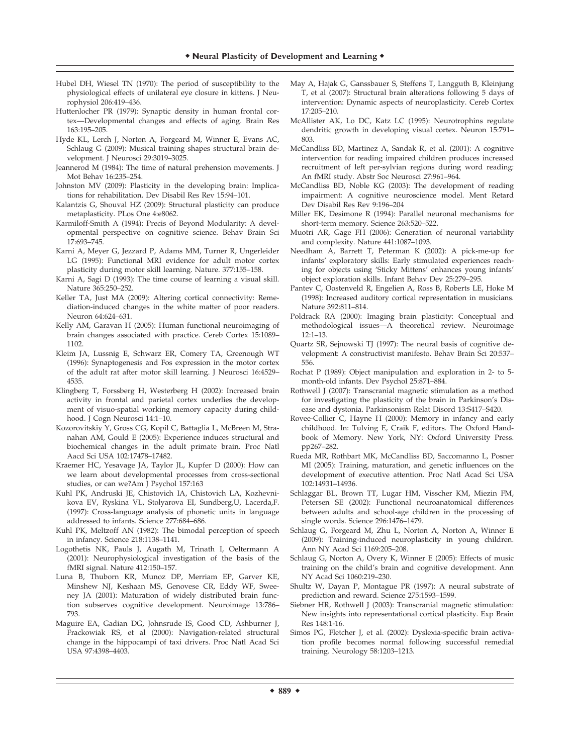Hubel DH, Wiesel TN (1970): The period of susceptibility to the physiological effects of unilateral eye closure in kittens. J Neurophysiol 206:419–436.

Huttenlocher PR (1979): Synaptic density in human frontal cortex—Developmental changes and effects of aging. Brain Res 163:195–205.

Hyde KL, Lerch J, Norton A, Forgeard M, Winner E, Evans AC, Schlaug G (2009): Musical training shapes structural brain development. J Neurosci 29:3019–3025.

Jeannerod M (1984): The time of natural prehension movements. J Mot Behav 16:235–254.

Johnston MV (2009): Plasticity in the developing brain: Implications for rehabilitation. Dev Disabil Res Rev 15:94–101.

Kalantzis G, Shouval HZ (2009): Structural plasticity can produce metaplasticity. PLos One 4:e8062.

Karmiloff-Smith A (1994): Precis of Beyond Modularity: A developmental perspective on cognitive science. Behav Brain Sci 17:693–745.

Karni A, Meyer G, Jezzard P, Adams MM, Turner R, Ungerleider LG (1995): Functional MRI evidence for adult motor cortex plasticity during motor skill learning. Nature. 377:155–158.

Karni A, Sagi D (1993): The time course of learning a visual skill. Nature 365:250–252.

Keller TA, Just MA (2009): Altering cortical connectivity: Remediation-induced changes in the white matter of poor readers. Neuron 64:624–631.

Kelly AM, Garavan H (2005): Human functional neuroimaging of brain changes associated with practice. Cereb Cortex 15:1089–1102.

Kleim JA, Lussnig E, Schwarz ER, Comery TA, Greenough WT (1996): Synaptogenesis and Fos expression in the motor cortex of the adult rat after motor skill learning. J Neurosci 16:4529–4535.

Klingberg T, Forssberg H, Westerberg H (2002): Increased brain activity in frontal and parietal cortex underlies the development of visuo-spatial working memory capacity during childhood. J Cogn Neurosci 14:1–10.

Kozorovitskiy Y, Gross CG, Kopil C, Battaglia L, McBreen M, Stranahan AM, Gould E (2005): Experience induces structural and biochemical changes in the adult primate brain. Proc Natl Aacd Sci USA 102:17478–17482.

Kraemer HC, Yesavage JA, Taylor JL, Kupfer D (2000): How can we learn about developmental processes from cross-sectional studies, or can we?Am J Psychol 157:163

Kuhl PK, Andruski JE, Chistovich IA, Chistovich LA, Kozhevnikova EV, Ryskina VL, Stolyarova EI, Sundberg,U, Lacerda,F. (1997): Cross-language analysis of phonetic units in language addressed to infants. Science 277:684–686.

Kuhl PK, Meltzoff AN (1982): The bimodal perception of speech in infancy. Science 218:1138–1141.

Logothetis NK, Pauls J, Augath M, Trinath I, Oeltermann A (2001): Neurophysiological investigation of the basis of the fMRI signal. Nature 412:150–157.

Luna B, Thuborn KR, Munoz DP, Merriam EP, Garver KE, Minshew NJ, Keshaan MS, Genovese CR, Eddy WF, Sweeney JA (2001): Maturation of widely distributed brain function subserves cognitive development. Neuroimage 13:786–793.

Maguire EA, Gadian DG, Johnsrude IS, Good CD, Ashburner J, Frackowiak RS, et al (2000): Navigation-related structural change in the hippocampi of taxi drivers. Proc Natl Acad Sci USA 97:4398–4403.

May A, Hajak G, Ganssbauer S, Steffens T, Langguth B, Kleinjung T, et al (2007): Structural brain alterations following 5 days of intervention: Dynamic aspects of neuroplasticity. Cereb Cortex 17:205–210.

McAllister AK, Lo DC, Katz LC (1995): Neurotrophins regulate dendritic growth in developing visual cortex. Neuron 15:791–803.

McCandliss BD, Martinez A, Sandak R, et al. (2001): A cognitive intervention for reading impaired children produces increased recruitment of left per-sylvian regions during word reading: An fMRI study. Abstr Soc Neurosci 27:961–964.

McCandliss BD, Noble KG (2003): The development of reading impairment: A cognitive neuroscience model. Ment Retard Dev Disabil Res Rev 9:196–204

Miller EK, Desimone R (1994): Parallel neuronal mechanisms for short-term memory. Science 263:520–522.

Muotri AR, Gage FH (2006): Generation of neuronal variability and complexity. Nature 441:1087–1093.

Needham A, Barrett T, Peterman K (2002): A pick-me-up for infants' exploratory skills: Early stimulated experiences reaching for objects using 'Sticky Mittens' enhances young infants' object exploration skills. Infant Behav Dev 25:279–295.

Pantev C, Oostenveld R, Engelien A, Ross B, Roberts LE, Hoke M (1998): Increased auditory cortical representation in musicians. Nature 392:811–814.

Poldrack RA (2000): Imaging brain plasticity: Conceptual and methodological issues—A theoretical review. Neuroimage 12:1–13.

Quartz SR, Sejnowski TJ (1997): The neural basis of cognitive development: A constructivist manifesto. Behav Brain Sci 20:537–556.

Rochat P (1989): Object manipulation and exploration in 2- to 5-month-old infants. Dev Psychol 25:871–884.

Rothwell J (2007): Transcranial magnetic stimulation as a method for investigating the plasticity of the brain in Parkinson's Disease and dystonia. Parkinsonism Relat Disord 13:S417–S420.

Rovee-Collier C, Hayne H (2000): Memory in infancy and early childhood. In: Tulving E, Craik F, editors. The Oxford Handbook of Memory. New York, NY: Oxford University Press. pp267–282.

Rueda MR, Rothbart MK, McCandliss BD, Saccomanno L, Posner MI (2005): Training, maturation, and genetic influences on the development of executive attention. Proc Natl Acad Sci USA 102:14931–14936.

Schlaggar BL, Brown TT, Lugar HM, Visscher KM, Miezin FM, Petersen SE (2002): Functional neuroanatomical differences between adults and school-age children in the processing of single words. Science 296:1476–1479.

Schlaug G, Forgeard M, Zhu L, Norton A, Norton A, Winner E (2009): Training-induced neuroplasticity in young children. Ann NY Acad Sci 1169:205–208.

Schlaug G, Norton A, Overy K, Winner E (2005): Effects of music training on the child's brain and cognitive development. Ann NY Acad Sci 1060:219–230.

Shultz W, Dayan P, Montague PR (1997): A neural substrate of prediction and reward. Science 275:1593–1599.

Siebner HR, Rothwell J (2003): Transcranial magnetic stimulation: New insights into representational cortical plasticity. Exp Brain Res 148:1-16.

Simos PG, Fletcher J, et al. (2002): Dyslexia-specific brain activation profile becomes normal following successful remedial training. Neurology 58:1203–1213.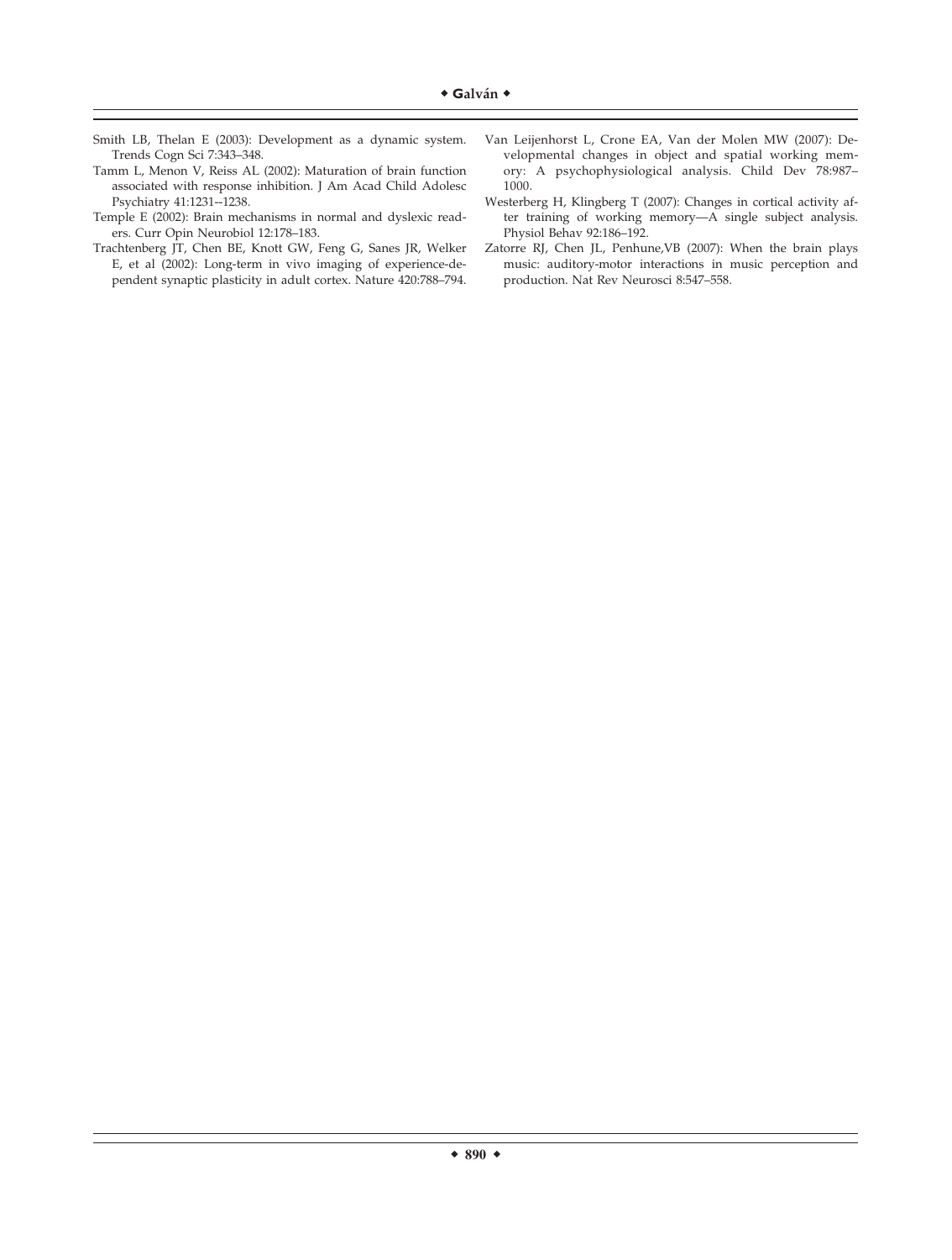Smith LB, Thelan E (2003): Development as a dynamic system. Trends Cogn Sci 7:343–348.

Tamm L, Menon V, Reiss AL (2002): Maturation of brain function associated with response inhibition. J Am Acad Child Adolesc Psychiatry 41:1231--1238.

Temple E (2002): Brain mechanisms in normal and dyslexic readers. Curr Opin Neurobiol 12:178–183.

Trachtenberg JT, Chen BE, Knott GW, Feng G, Sanes JR, Welker E, et al (2002): Long-term in vivo imaging of experience-dependent synaptic plasticity in adult cortex. Nature 420:788–794.

Van Leijenhorst L, Crone EA, Van der Molen MW (2007): Developmental changes in object and spatial working memory: A psychophysiological analysis. Child Dev 78:987–1000.

Westerberg H, Klingberg T (2007): Changes in cortical activity after training of working memory—A single subject analysis. Physiol Behav 92:186–192.

Zatorre RJ, Chen JL, Penhune,VB (2007): When the brain plays music: auditory-motor interactions in music perception and production. Nat Rev Neurosci 8:547–558.